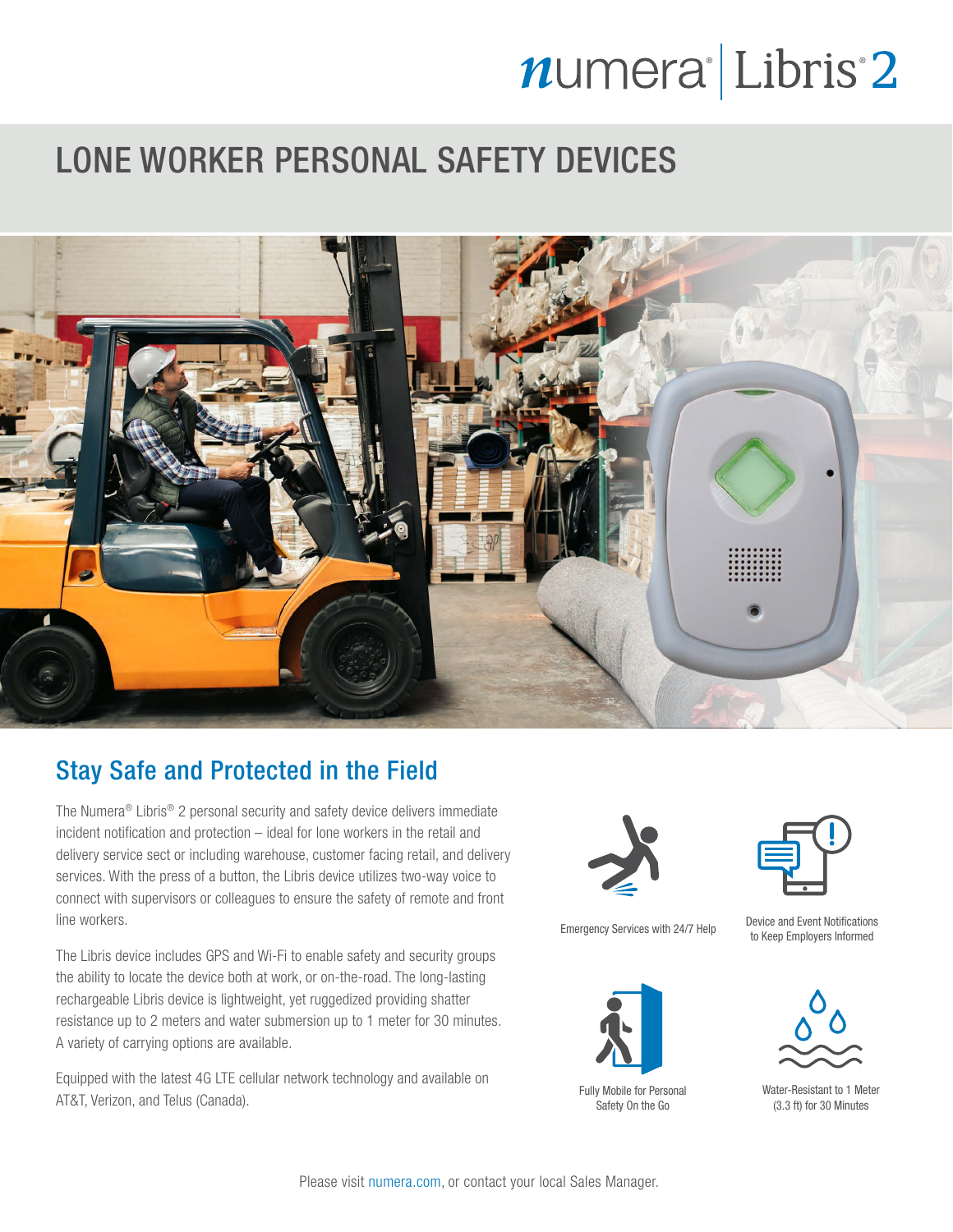numera® | Libris® 2

# LONE WORKER PERSONAL SAFETY DEVICES

## Stay Safe and Protected in the Field

The Numera® Libris® 2 personal security and safety device delivers immediate incident notification and protection – ideal for lone workers in the retail and delivery service sect or including warehouse, customer facing retail, and delivery services. With the press of a button, the Libris device utilizes two-way voice to connect with supervisors or colleagues to ensure the safety of remote and front line workers.

The Libris device includes GPS and Wi-Fi to enable safety and security groups the ability to locate the device both at work, or on-the-road. The long-lasting rechargeable Libris device is lightweight, yet ruggedized providing shatter resistance up to 2 meters and water submersion up to 1 meter for 30 minutes. A variety of carrying options are available.

Equipped with the latest 4G LTE cellular network technology and available on AT&T, Verizon, and Telus (Canada).

- Emergency Services with 24/7 Help
- Device and Event Notifications to Keep Employers Informed
- Fully Mobile for Personal Safety On the Go
- Water-Resistant to 1 Meter (3.3 ft) for 30 Minutes

Please visit numera.com, or contact your local Sales Manager.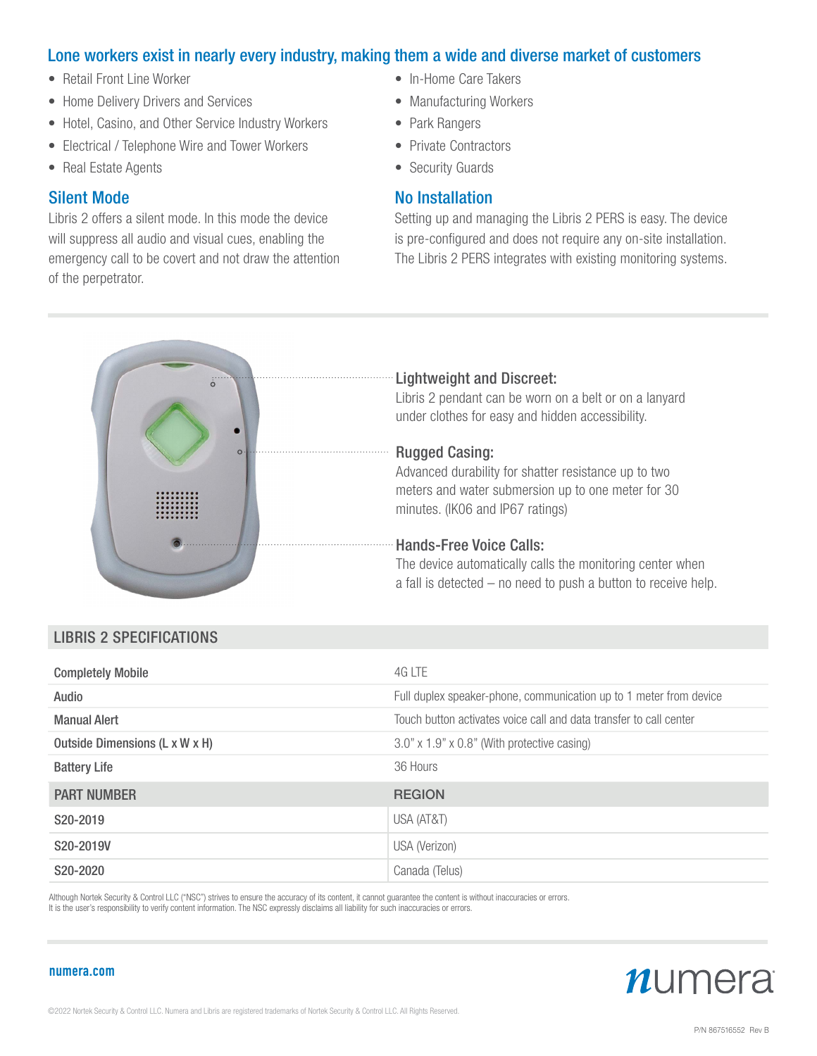## Lone workers exist in nearly every industry, making them a wide and diverse market of customers

- Retail Front Line Worker
- Home Delivery Drivers and Services
- Hotel, Casino, and Other Service Industry Workers
- Electrical / Telephone Wire and Tower Workers
- Real Estate Agents
- In-Home Care Takers
- Manufacturing Workers
- Park Rangers
- Private Contractors
- Security Guards

## Silent Mode

Libris 2 offers a silent mode. In this mode the device will suppress all audio and visual cues, enabling the emergency call to be covert and not draw the attention of the perpetrator.

## No Installation

Setting up and managing the Libris 2 PERS is easy. The device is pre-configured and does not require any on-site installation. The Libris 2 PERS integrates with existing monitoring systems.

### Lightweight and Discreet:

Libris 2 pendant can be worn on a belt or on a lanyard under clothes for easy and hidden accessibility.

### Rugged Casing:

Advanced durability for shatter resistance up to two meters and water submersion up to one meter for 30 minutes. (IK06 and IP67 ratings)

### Hands-Free Voice Calls:

The device automatically calls the monitoring center when a fall is detected – no need to push a button to receive help.

## LIBRIS 2 SPECIFICATIONS

| | |
|---|---|
| Completely Mobile | 4G LTE |
| Audio | Full duplex speaker-phone, communication up to 1 meter from device |
| Manual Alert | Touch button activates voice call and data transfer to call center |
| Outside Dimensions (L x W x H) | 3.0" x 1.9" x 0.8" (With protective casing) |
| Battery Life | 36 Hours |

| PART NUMBER | REGION |
|---|---|
| S20-2019 | USA (AT&T) |
| S20-2019V | USA (Verizon) |
| S20-2020 | Canada (Telus) |

Although Nortek Security & Control LLC ("NSC") strives to ensure the accuracy of its content, it cannot guarantee the content is without inaccuracies or errors. It is the user's responsibility to verify content information. The NSC expressly disclaims all liability for such inaccuracies or errors.

numera.com

numera

©2022 Nortek Security & Control LLC. Numera and Libris are registered trademarks of Nortek Security & Control LLC. All Rights Reserved.

P/N 867516552 Rev B